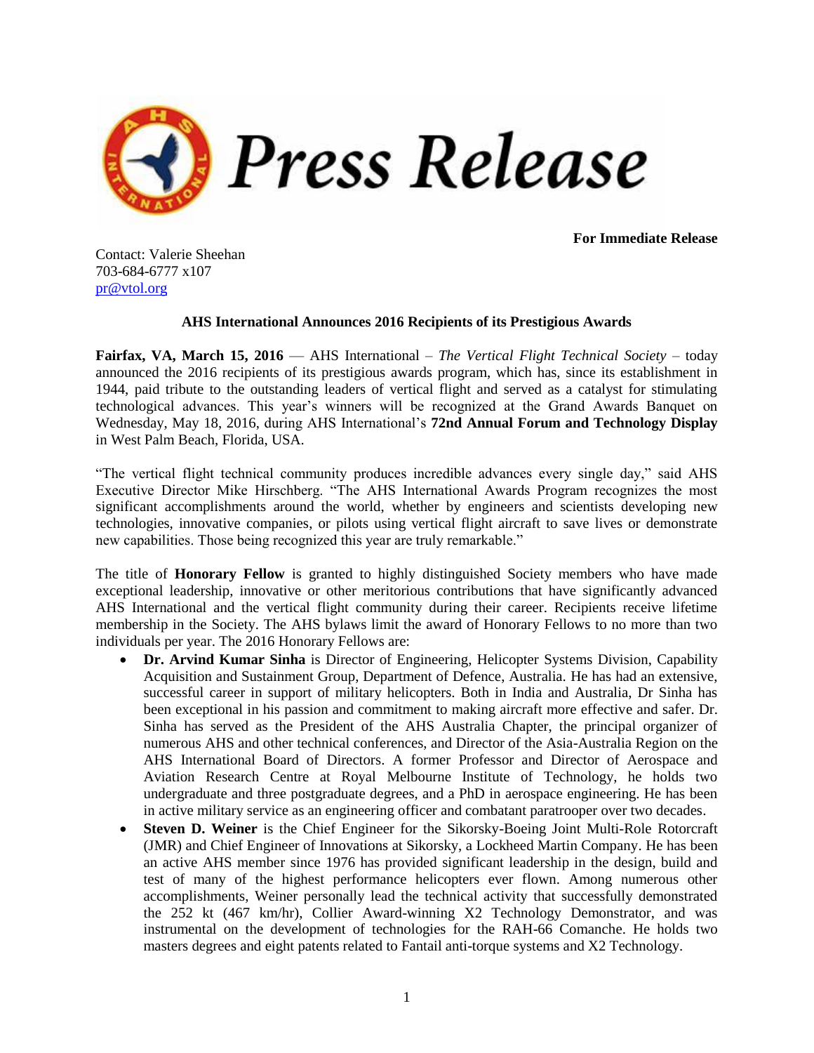# Press Release

**For Immediate Release**

Contact: Valerie Sheehan
703-684-6777 x107
pr@vtol.org

**AHS International Announces 2016 Recipients of its Prestigious Awards**

**Fairfax, VA, March 15, 2016** — AHS International – *The Vertical Flight Technical Society* – today announced the 2016 recipients of its prestigious awards program, which has, since its establishment in 1944, paid tribute to the outstanding leaders of vertical flight and served as a catalyst for stimulating technological advances. This year's winners will be recognized at the Grand Awards Banquet on Wednesday, May 18, 2016, during AHS International's **72nd Annual Forum and Technology Display** in West Palm Beach, Florida, USA.

"The vertical flight technical community produces incredible advances every single day," said AHS Executive Director Mike Hirschberg. "The AHS International Awards Program recognizes the most significant accomplishments around the world, whether by engineers and scientists developing new technologies, innovative companies, or pilots using vertical flight aircraft to save lives or demonstrate new capabilities. Those being recognized this year are truly remarkable."

The title of **Honorary Fellow** is granted to highly distinguished Society members who have made exceptional leadership, innovative or other meritorious contributions that have significantly advanced AHS International and the vertical flight community during their career. Recipients receive lifetime membership in the Society. The AHS bylaws limit the award of Honorary Fellows to no more than two individuals per year. The 2016 Honorary Fellows are:

- **Dr. Arvind Kumar Sinha** is Director of Engineering, Helicopter Systems Division, Capability Acquisition and Sustainment Group, Department of Defence, Australia. He has had an extensive, successful career in support of military helicopters. Both in India and Australia, Dr Sinha has been exceptional in his passion and commitment to making aircraft more effective and safer. Dr. Sinha has served as the President of the AHS Australia Chapter, the principal organizer of numerous AHS and other technical conferences, and Director of the Asia-Australia Region on the AHS International Board of Directors. A former Professor and Director of Aerospace and Aviation Research Centre at Royal Melbourne Institute of Technology, he holds two undergraduate and three postgraduate degrees, and a PhD in aerospace engineering. He has been in active military service as an engineering officer and combatant paratrooper over two decades.
- **Steven D. Weiner** is the Chief Engineer for the Sikorsky-Boeing Joint Multi-Role Rotorcraft (JMR) and Chief Engineer of Innovations at Sikorsky, a Lockheed Martin Company. He has been an active AHS member since 1976 has provided significant leadership in the design, build and test of many of the highest performance helicopters ever flown. Among numerous other accomplishments, Weiner personally lead the technical activity that successfully demonstrated the 252 kt (467 km/hr), Collier Award-winning X2 Technology Demonstrator, and was instrumental on the development of technologies for the RAH-66 Comanche. He holds two masters degrees and eight patents related to Fantail anti-torque systems and X2 Technology.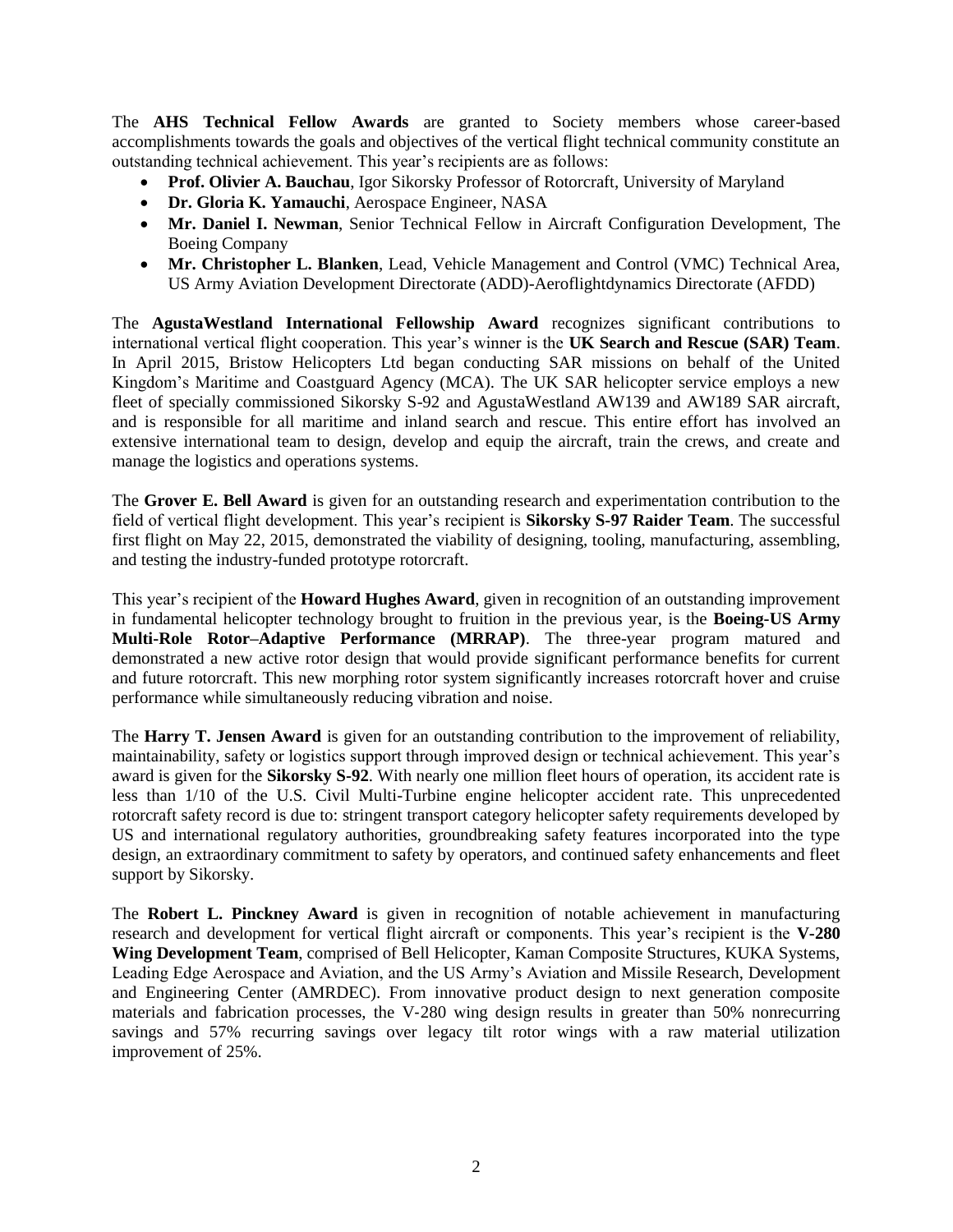The **AHS Technical Fellow Awards** are granted to Society members whose career-based accomplishments towards the goals and objectives of the vertical flight technical community constitute an outstanding technical achievement. This year's recipients are as follows:

- **Prof. Olivier A. Bauchau**, Igor Sikorsky Professor of Rotorcraft, University of Maryland
- **Dr. Gloria K. Yamauchi**, Aerospace Engineer, NASA
- **Mr. Daniel I. Newman**, Senior Technical Fellow in Aircraft Configuration Development, The Boeing Company
- **Mr. Christopher L. Blanken**, Lead, Vehicle Management and Control (VMC) Technical Area, US Army Aviation Development Directorate (ADD)-Aeroflightdynamics Directorate (AFDD)

The **AgustaWestland International Fellowship Award** recognizes significant contributions to international vertical flight cooperation. This year's winner is the **UK Search and Rescue (SAR) Team**. In April 2015, Bristow Helicopters Ltd began conducting SAR missions on behalf of the United Kingdom's Maritime and Coastguard Agency (MCA). The UK SAR helicopter service employs a new fleet of specially commissioned Sikorsky S-92 and AgustaWestland AW139 and AW189 SAR aircraft, and is responsible for all maritime and inland search and rescue. This entire effort has involved an extensive international team to design, develop and equip the aircraft, train the crews, and create and manage the logistics and operations systems.

The **Grover E. Bell Award** is given for an outstanding research and experimentation contribution to the field of vertical flight development. This year's recipient is **Sikorsky S-97 Raider Team**. The successful first flight on May 22, 2015, demonstrated the viability of designing, tooling, manufacturing, assembling, and testing the industry-funded prototype rotorcraft.

This year's recipient of the **Howard Hughes Award**, given in recognition of an outstanding improvement in fundamental helicopter technology brought to fruition in the previous year, is the **Boeing-US Army Multi-Role Rotor–Adaptive Performance (MRRAP)**. The three-year program matured and demonstrated a new active rotor design that would provide significant performance benefits for current and future rotorcraft. This new morphing rotor system significantly increases rotorcraft hover and cruise performance while simultaneously reducing vibration and noise.

The **Harry T. Jensen Award** is given for an outstanding contribution to the improvement of reliability, maintainability, safety or logistics support through improved design or technical achievement. This year's award is given for the **Sikorsky S-92**. With nearly one million fleet hours of operation, its accident rate is less than 1/10 of the U.S. Civil Multi-Turbine engine helicopter accident rate. This unprecedented rotorcraft safety record is due to: stringent transport category helicopter safety requirements developed by US and international regulatory authorities, groundbreaking safety features incorporated into the type design, an extraordinary commitment to safety by operators, and continued safety enhancements and fleet support by Sikorsky.

The **Robert L. Pinckney Award** is given in recognition of notable achievement in manufacturing research and development for vertical flight aircraft or components. This year's recipient is the **V-280 Wing Development Team**, comprised of Bell Helicopter, Kaman Composite Structures, KUKA Systems, Leading Edge Aerospace and Aviation, and the US Army's Aviation and Missile Research, Development and Engineering Center (AMRDEC). From innovative product design to next generation composite materials and fabrication processes, the V-280 wing design results in greater than 50% nonrecurring savings and 57% recurring savings over legacy tilt rotor wings with a raw material utilization improvement of 25%.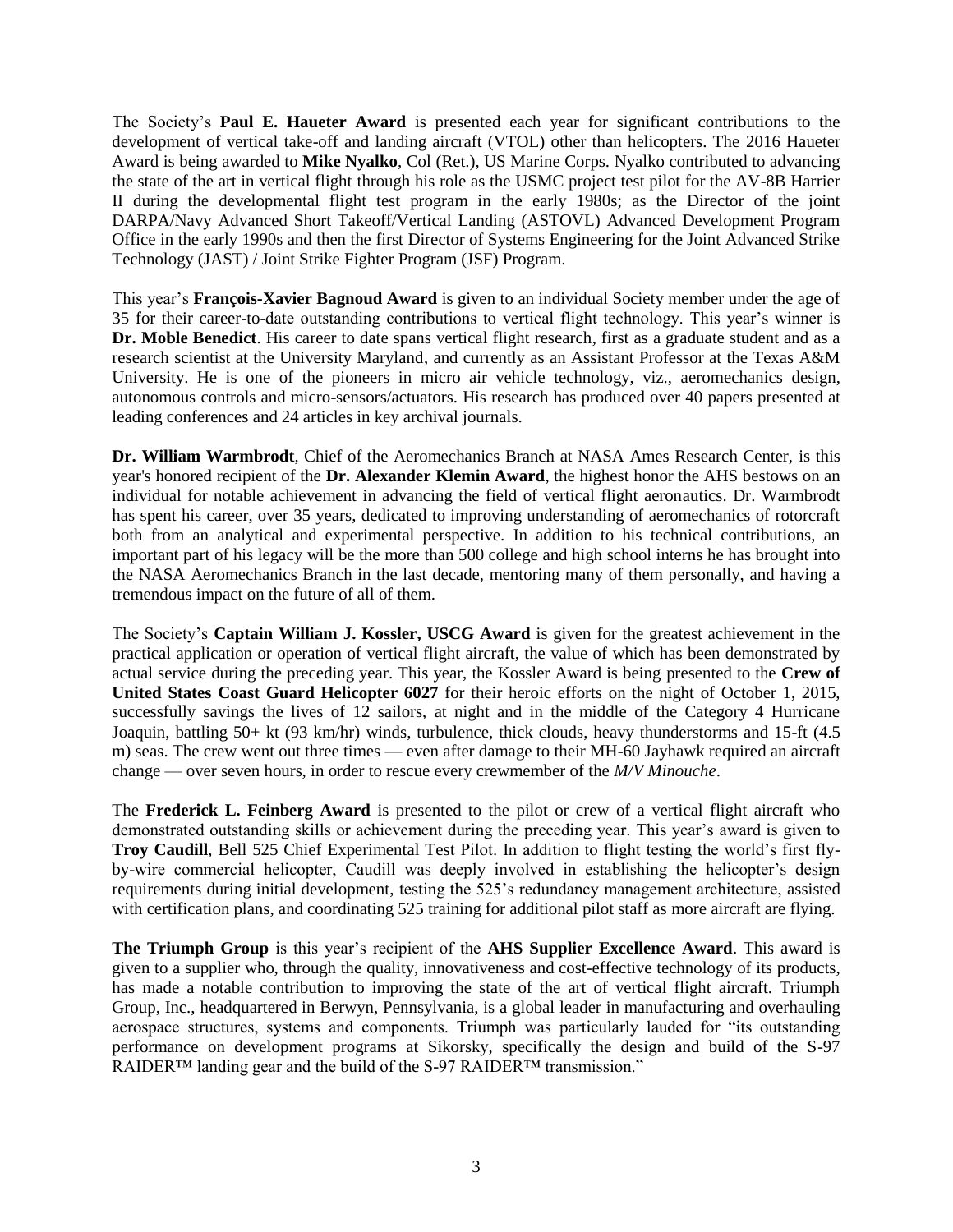The Society's **Paul E. Haueter Award** is presented each year for significant contributions to the development of vertical take-off and landing aircraft (VTOL) other than helicopters. The 2016 Haueter Award is being awarded to **Mike Nyalko**, Col (Ret.), US Marine Corps. Nyalko contributed to advancing the state of the art in vertical flight through his role as the USMC project test pilot for the AV-8B Harrier II during the developmental flight test program in the early 1980s; as the Director of the joint DARPA/Navy Advanced Short Takeoff/Vertical Landing (ASTOVL) Advanced Development Program Office in the early 1990s and then the first Director of Systems Engineering for the Joint Advanced Strike Technology (JAST) / Joint Strike Fighter Program (JSF) Program.

This year's **François-Xavier Bagnoud Award** is given to an individual Society member under the age of 35 for their career-to-date outstanding contributions to vertical flight technology. This year's winner is **Dr. Moble Benedict**. His career to date spans vertical flight research, first as a graduate student and as a research scientist at the University Maryland, and currently as an Assistant Professor at the Texas A&M University. He is one of the pioneers in micro air vehicle technology, viz., aeromechanics design, autonomous controls and micro-sensors/actuators. His research has produced over 40 papers presented at leading conferences and 24 articles in key archival journals.

**Dr. William Warmbrodt**, Chief of the Aeromechanics Branch at NASA Ames Research Center, is this year's honored recipient of the **Dr. Alexander Klemin Award**, the highest honor the AHS bestows on an individual for notable achievement in advancing the field of vertical flight aeronautics. Dr. Warmbrodt has spent his career, over 35 years, dedicated to improving understanding of aeromechanics of rotorcraft both from an analytical and experimental perspective. In addition to his technical contributions, an important part of his legacy will be the more than 500 college and high school interns he has brought into the NASA Aeromechanics Branch in the last decade, mentoring many of them personally, and having a tremendous impact on the future of all of them.

The Society's **Captain William J. Kossler, USCG Award** is given for the greatest achievement in the practical application or operation of vertical flight aircraft, the value of which has been demonstrated by actual service during the preceding year. This year, the Kossler Award is being presented to the **Crew of United States Coast Guard Helicopter 6027** for their heroic efforts on the night of October 1, 2015, successfully savings the lives of 12 sailors, at night and in the middle of the Category 4 Hurricane Joaquin, battling 50+ kt (93 km/hr) winds, turbulence, thick clouds, heavy thunderstorms and 15-ft (4.5 m) seas. The crew went out three times — even after damage to their MH-60 Jayhawk required an aircraft change — over seven hours, in order to rescue every crewmember of the *M/V Minouche*.

The **Frederick L. Feinberg Award** is presented to the pilot or crew of a vertical flight aircraft who demonstrated outstanding skills or achievement during the preceding year. This year's award is given to **Troy Caudill**, Bell 525 Chief Experimental Test Pilot. In addition to flight testing the world's first fly-by-wire commercial helicopter, Caudill was deeply involved in establishing the helicopter's design requirements during initial development, testing the 525's redundancy management architecture, assisted with certification plans, and coordinating 525 training for additional pilot staff as more aircraft are flying.

**The Triumph Group** is this year's recipient of the **AHS Supplier Excellence Award**. This award is given to a supplier who, through the quality, innovativeness and cost-effective technology of its products, has made a notable contribution to improving the state of the art of vertical flight aircraft. Triumph Group, Inc., headquartered in Berwyn, Pennsylvania, is a global leader in manufacturing and overhauling aerospace structures, systems and components. Triumph was particularly lauded for "its outstanding performance on development programs at Sikorsky, specifically the design and build of the S-97 RAIDER™ landing gear and the build of the S-97 RAIDER™ transmission."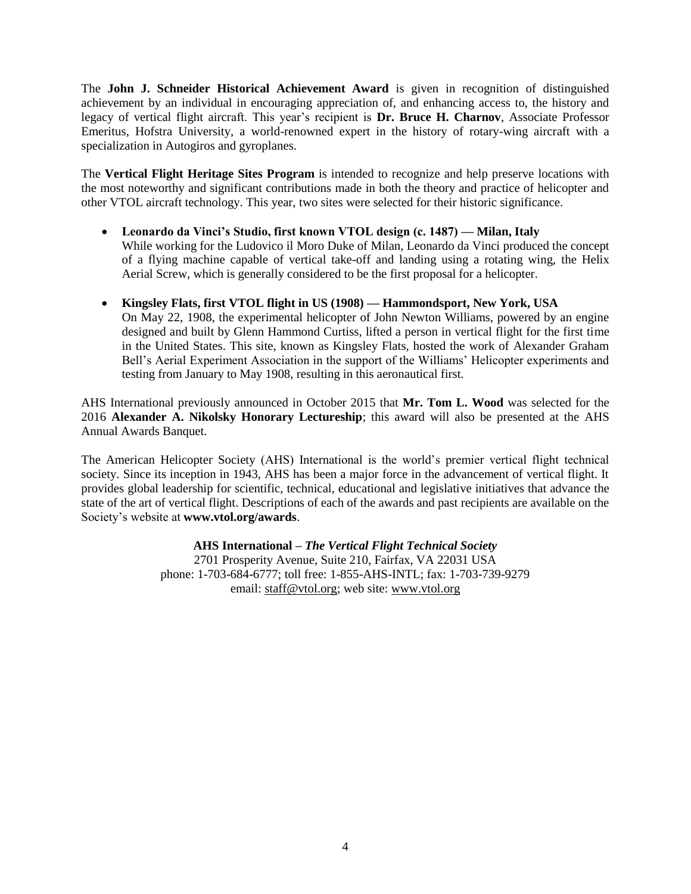The **John J. Schneider Historical Achievement Award** is given in recognition of distinguished achievement by an individual in encouraging appreciation of, and enhancing access to, the history and legacy of vertical flight aircraft. This year's recipient is **Dr. Bruce H. Charnov**, Associate Professor Emeritus, Hofstra University, a world-renowned expert in the history of rotary-wing aircraft with a specialization in Autogiros and gyroplanes.

The **Vertical Flight Heritage Sites Program** is intended to recognize and help preserve locations with the most noteworthy and significant contributions made in both the theory and practice of helicopter and other VTOL aircraft technology. This year, two sites were selected for their historic significance.

- **Leonardo da Vinci's Studio, first known VTOL design (c. 1487) — Milan, Italy**
  While working for the Ludovico il Moro Duke of Milan, Leonardo da Vinci produced the concept of a flying machine capable of vertical take-off and landing using a rotating wing, the Helix Aerial Screw, which is generally considered to be the first proposal for a helicopter.

- **Kingsley Flats, first VTOL flight in US (1908) — Hammondsport, New York, USA**
  On May 22, 1908, the experimental helicopter of John Newton Williams, powered by an engine designed and built by Glenn Hammond Curtiss, lifted a person in vertical flight for the first time in the United States. This site, known as Kingsley Flats, hosted the work of Alexander Graham Bell's Aerial Experiment Association in the support of the Williams' Helicopter experiments and testing from January to May 1908, resulting in this aeronautical first.

AHS International previously announced in October 2015 that **Mr. Tom L. Wood** was selected for the 2016 **Alexander A. Nikolsky Honorary Lectureship**; this award will also be presented at the AHS Annual Awards Banquet.

The American Helicopter Society (AHS) International is the world's premier vertical flight technical society. Since its inception in 1943, AHS has been a major force in the advancement of vertical flight. It provides global leadership for scientific, technical, educational and legislative initiatives that advance the state of the art of vertical flight. Descriptions of each of the awards and past recipients are available on the Society's website at **www.vtol.org/awards**.

**AHS International – *The Vertical Flight Technical Society***
2701 Prosperity Avenue, Suite 210, Fairfax, VA 22031 USA
phone: 1-703-684-6777; toll free: 1-855-AHS-INTL; fax: 1-703-739-9279
email: staff@vtol.org; web site: www.vtol.org